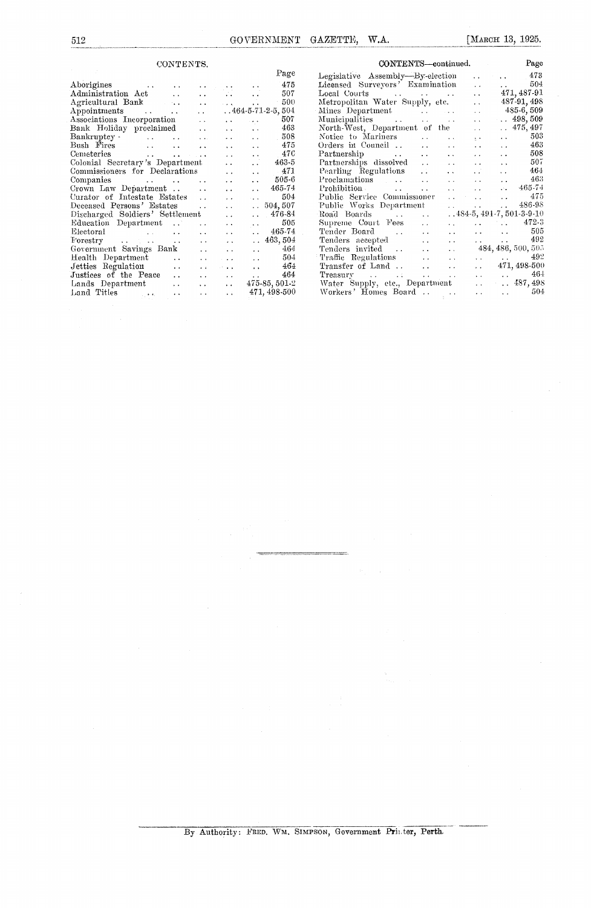## CONTENTS.

| | Page |
|---|---|
| Aborigines | 475 |
| Administration Act | 507 |
| Agricultural Bank | 500 |
| Appointments | 464-5-71-2-5, 504 |
| Associations Incorporation | 507 |
| Bank Holiday proclaimed | 463 |
| Bankruptcy | 508 |
| Bush Fires | 475 |
| Cemeteries | 476 |
| Colonial Secretary's Department | 463-5 |
| Commissioners for Declarations | 471 |
| Companies | 505-6 |
| Crown Law Department | 465-74 |
| Curator of Intestate Estates | 504 |
| Deceased Persons' Estates | 504, 507 |
| Discharged Soldiers' Settlement | 476-84 |
| Education Department | 505 |
| Electoral | 465-74 |
| Forestry | 463, 504 |
| Government Savings Bank | 464 |
| Health Department | 504 |
| Jetties Regulation | 464 |
| Justices of the Peace | 464 |
| Lands Department | 475-85, 501-2 |
| Land Titles | 471, 498-500 |

## CONTENTS—continued.

| | Page |
|---|---|
| Legislative Assembly—By-election | 473 |
| Licensed Surveyors' Examination | 504 |
| Local Courts | 471, 487-91 |
| Metropolitan Water Supply, etc. | 487-91, 498 |
| Mines Department | 485-6, 509 |
| Municipalities | 498, 509 |
| North-West, Department of the | 475, 497 |
| Notice to Mariners | 503 |
| Orders in Council | 463 |
| Partnership | 508 |
| Partnerships dissolved | 507 |
| Pearling Regulations | 464 |
| Proclamations | 463 |
| Prohibition | 465-74 |
| Public Service Commissioner | 475 |
| Public Works Department | 486-98 |
| Road Boards | 484-5, 491-7, 501-3-9-10 |
| Supreme Court Fees | 472-3 |
| Tender Board | 505 |
| Tenders accepted | 492 |
| Tenders invited | 484, 486, 500, 505 |
| Traffic Regulations | 492 |
| Transfer of Land | 471, 498-500 |
| Treasury | 464 |
| Water Supply, etc., Department | 487, 498 |
| Workers' Homes Board | 504 |

---

By Authority: FRED. WM. SIMPSON, Government Printer, Perth.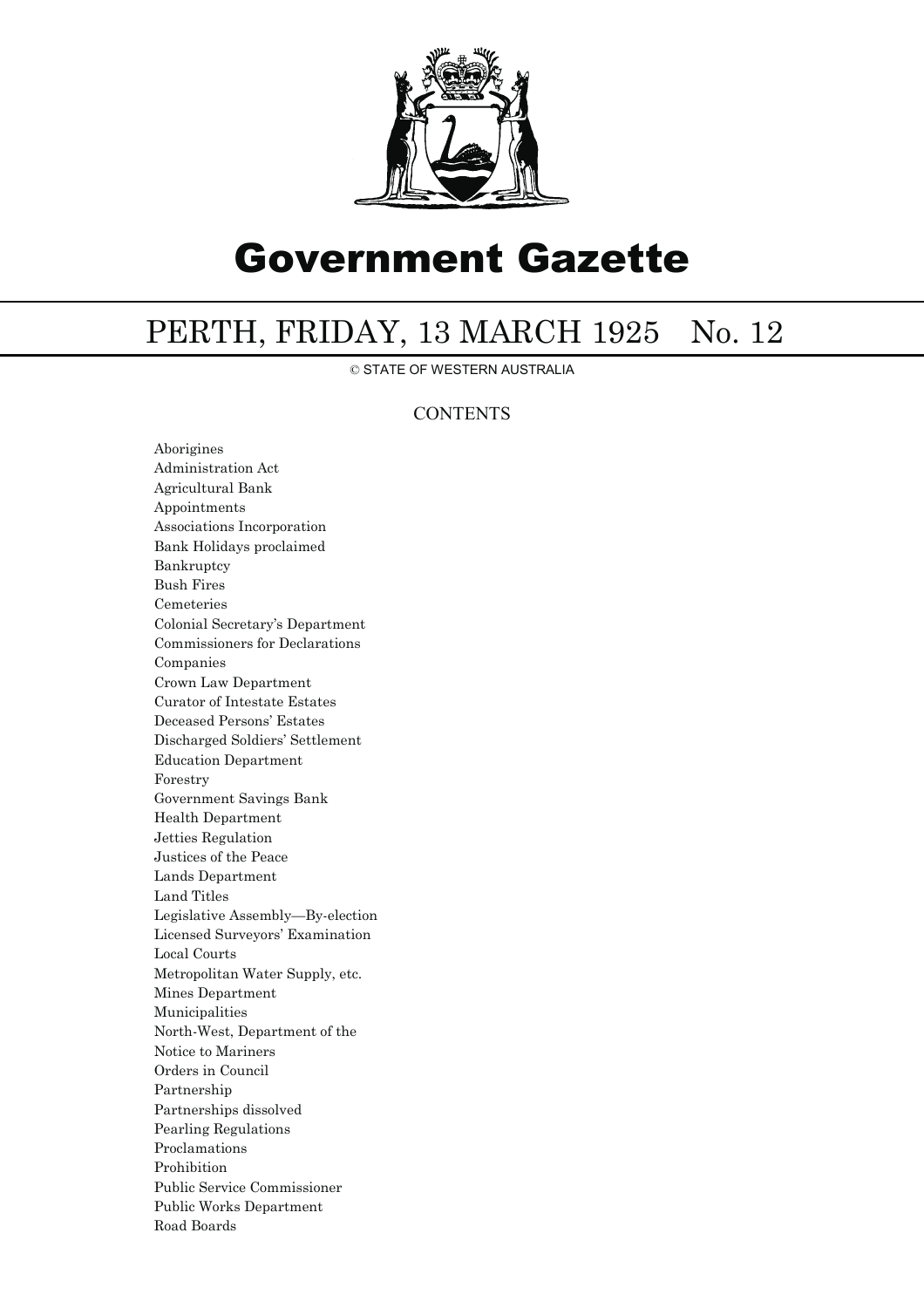# Government Gazette

## PERTH, FRIDAY, 13 MARCH 1925 No. 12

© STATE OF WESTERN AUSTRALIA

### CONTENTS

Aborigines
Administration Act
Agricultural Bank
Appointments
Associations Incorporation
Bank Holidays proclaimed
Bankruptcy
Bush Fires
Cemeteries
Colonial Secretary's Department
Commissioners for Declarations
Companies
Crown Law Department
Curator of Intestate Estates
Deceased Persons' Estates
Discharged Soldiers' Settlement
Education Department
Forestry
Government Savings Bank
Health Department
Jetties Regulation
Justices of the Peace
Lands Department
Land Titles
Legislative Assembly—By-election
Licensed Surveyors' Examination
Local Courts
Metropolitan Water Supply, etc.
Mines Department
Municipalities
North-West, Department of the
Notice to Mariners
Orders in Council
Partnership
Partnerships dissolved
Pearling Regulations
Proclamations
Prohibition
Public Service Commissioner
Public Works Department
Road Boards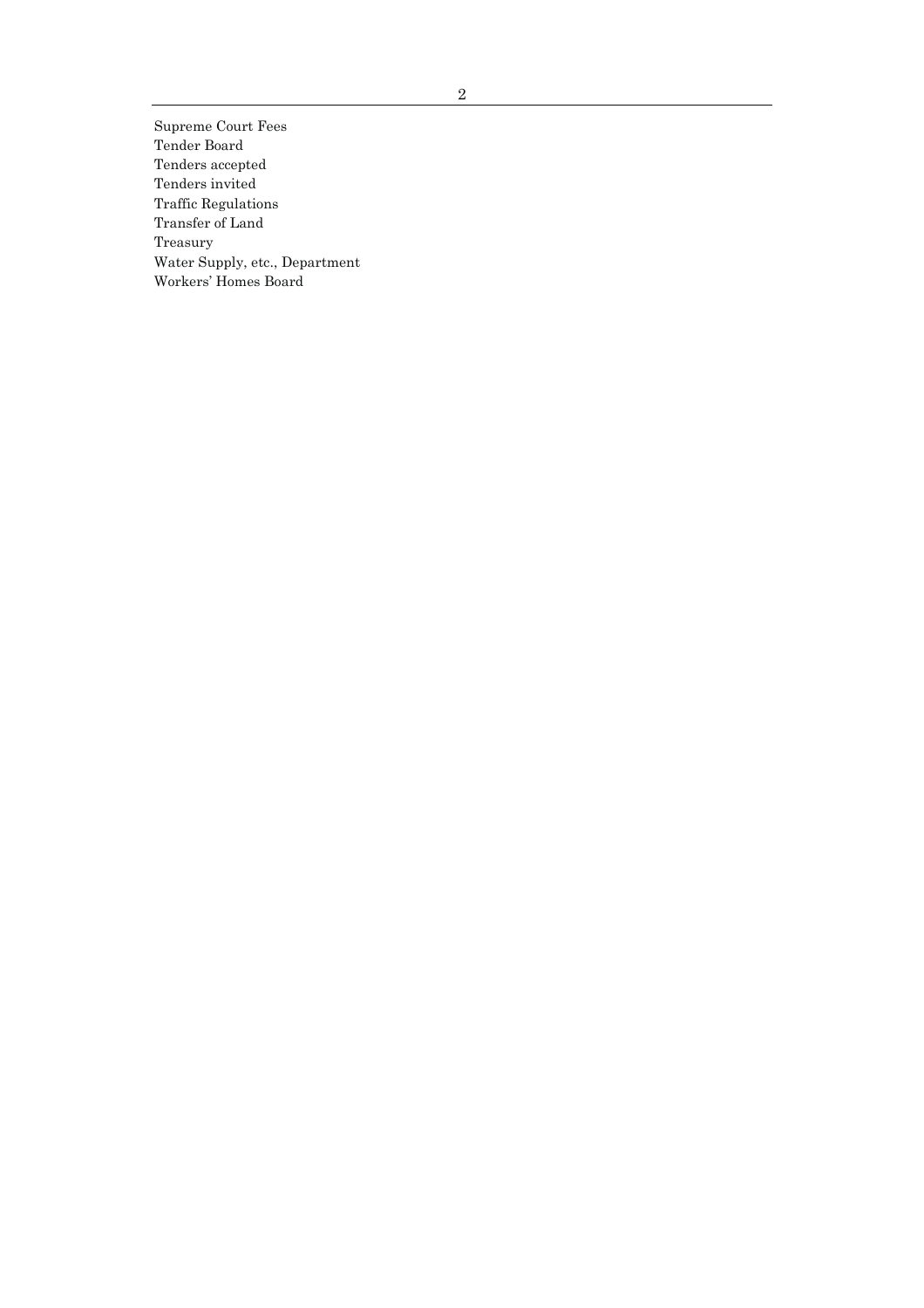Supreme Court Fees
Tender Board
Tenders accepted
Tenders invited
Traffic Regulations
Transfer of Land
Treasury
Water Supply, etc., Department
Workers' Homes Board